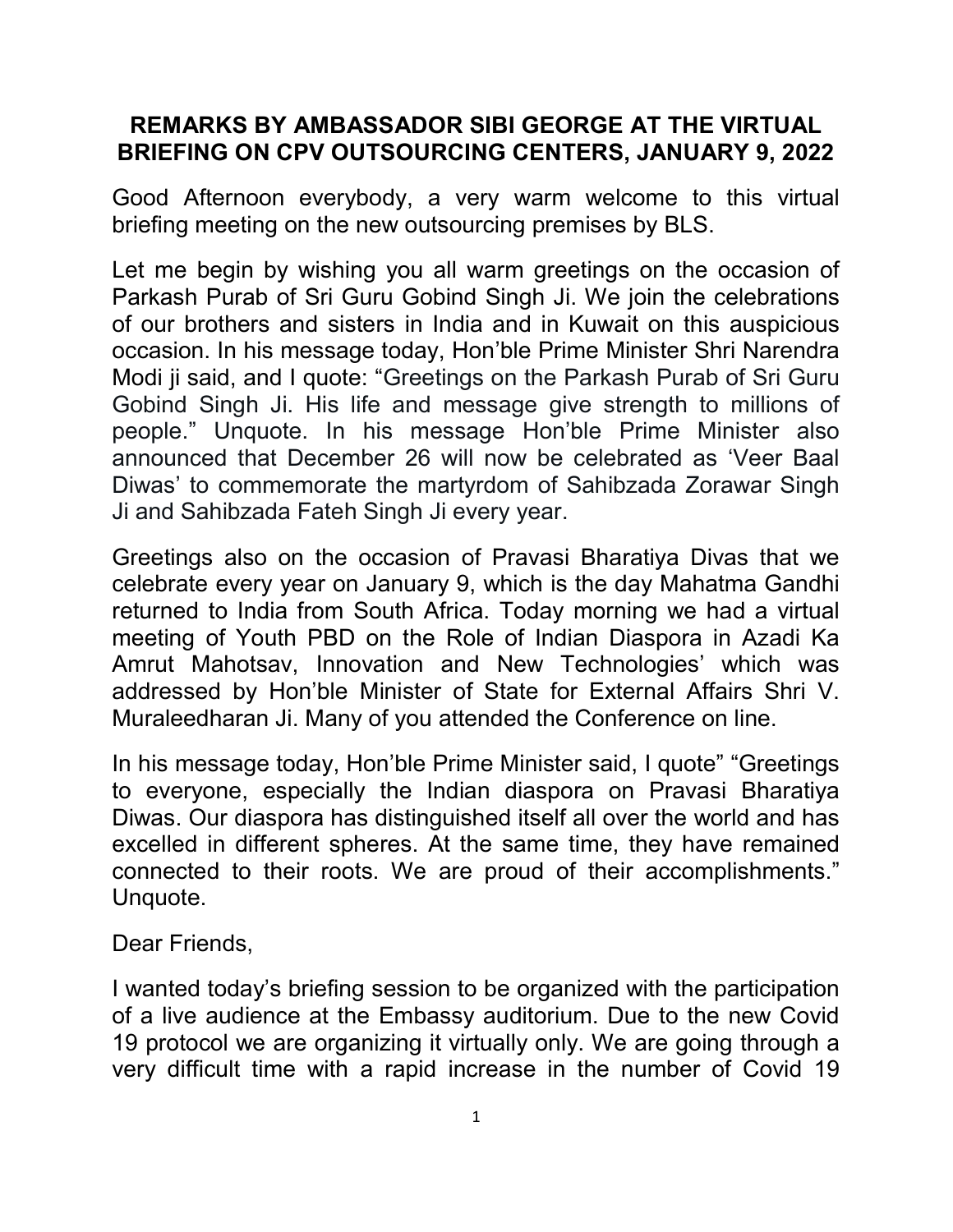## REMARKS BY AMBASSADOR SIBI GEORGE AT THE VIRTUAL BRIEFING ON CPV OUTSOURCING CENTERS, JANUARY 9, 2022

Good Afternoon everybody, a very warm welcome to this virtual briefing meeting on the new outsourcing premises by BLS.

Let me begin by wishing you all warm greetings on the occasion of Parkash Purab of Sri Guru Gobind Singh Ji. We join the celebrations of our brothers and sisters in India and in Kuwait on this auspicious occasion. In his message today, Hon'ble Prime Minister Shri Narendra Modi ji said, and I quote: "Greetings on the Parkash Purab of Sri Guru Gobind Singh Ji. His life and message give strength to millions of people." Unquote. In his message Hon'ble Prime Minister also announced that December 26 will now be celebrated as 'Veer Baal Diwas' to commemorate the martyrdom of Sahibzada Zorawar Singh Ji and Sahibzada Fateh Singh Ji every year.

Greetings also on the occasion of Pravasi Bharatiya Divas that we celebrate every year on January 9, which is the day Mahatma Gandhi returned to India from South Africa. Today morning we had a virtual meeting of Youth PBD on the Role of Indian Diaspora in Azadi Ka Amrut Mahotsav, Innovation and New Technologies' which was addressed by Hon'ble Minister of State for External Affairs Shri V. Muraleedharan Ji. Many of you attended the Conference on line.

In his message today, Hon'ble Prime Minister said, I quote" "Greetings to everyone, especially the Indian diaspora on Pravasi Bharatiya Diwas. Our diaspora has distinguished itself all over the world and has excelled in different spheres. At the same time, they have remained connected to their roots. We are proud of their accomplishments." Unquote.

Dear Friends,

I wanted today's briefing session to be organized with the participation of a live audience at the Embassy auditorium. Due to the new Covid 19 protocol we are organizing it virtually only. We are going through a very difficult time with a rapid increase in the number of Covid 19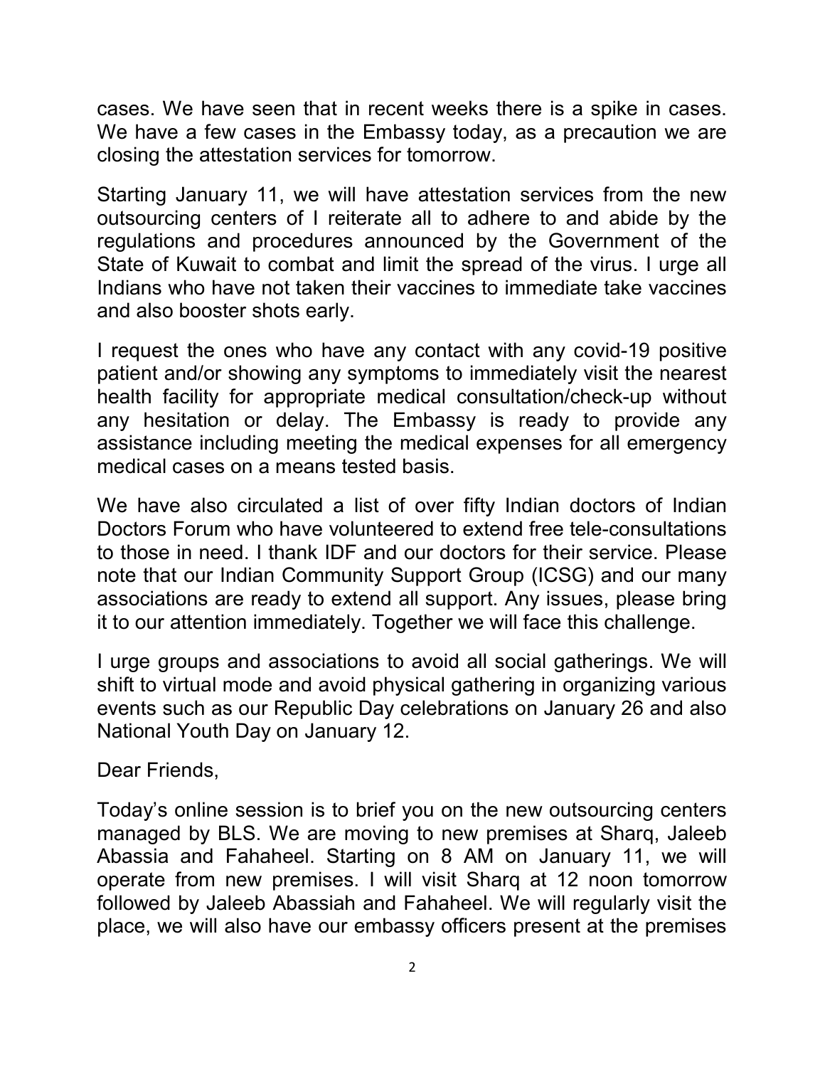cases. We have seen that in recent weeks there is a spike in cases. We have a few cases in the Embassy today, as a precaution we are closing the attestation services for tomorrow.

Starting January 11, we will have attestation services from the new outsourcing centers of I reiterate all to adhere to and abide by the regulations and procedures announced by the Government of the State of Kuwait to combat and limit the spread of the virus. I urge all Indians who have not taken their vaccines to immediate take vaccines and also booster shots early.

I request the ones who have any contact with any covid-19 positive patient and/or showing any symptoms to immediately visit the nearest health facility for appropriate medical consultation/check-up without any hesitation or delay. The Embassy is ready to provide any assistance including meeting the medical expenses for all emergency medical cases on a means tested basis.

We have also circulated a list of over fifty Indian doctors of Indian Doctors Forum who have volunteered to extend free tele-consultations to those in need. I thank IDF and our doctors for their service. Please note that our Indian Community Support Group (ICSG) and our many associations are ready to extend all support. Any issues, please bring it to our attention immediately. Together we will face this challenge.

I urge groups and associations to avoid all social gatherings. We will shift to virtual mode and avoid physical gathering in organizing various events such as our Republic Day celebrations on January 26 and also National Youth Day on January 12.

Dear Friends,

Today's online session is to brief you on the new outsourcing centers managed by BLS. We are moving to new premises at Sharq, Jaleeb Abassia and Fahaheel. Starting on 8 AM on January 11, we will operate from new premises. I will visit Sharq at 12 noon tomorrow followed by Jaleeb Abassiah and Fahaheel. We will regularly visit the place, we will also have our embassy officers present at the premises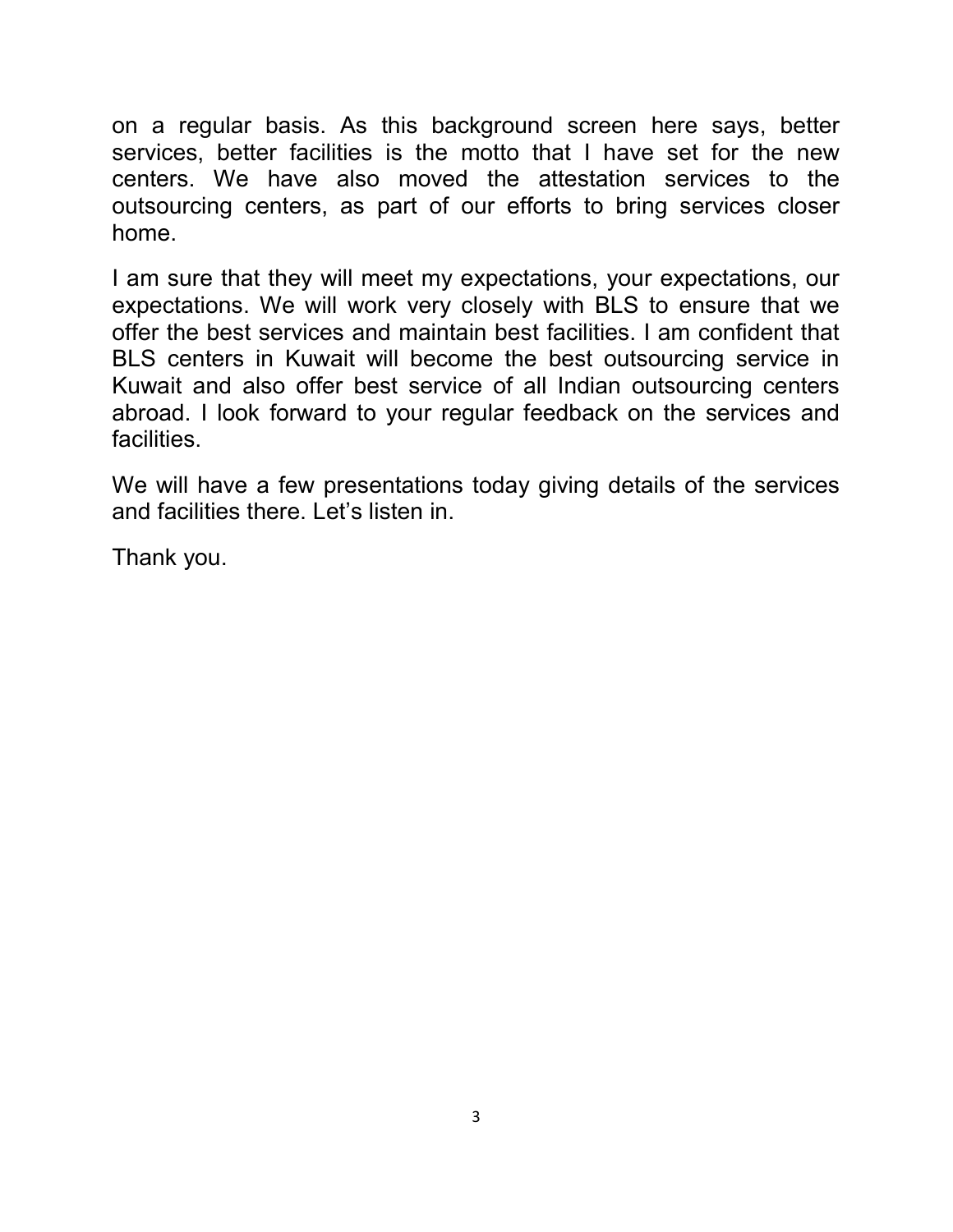on a regular basis. As this background screen here says, better services, better facilities is the motto that I have set for the new centers. We have also moved the attestation services to the outsourcing centers, as part of our efforts to bring services closer home.

I am sure that they will meet my expectations, your expectations, our expectations. We will work very closely with BLS to ensure that we offer the best services and maintain best facilities. I am confident that BLS centers in Kuwait will become the best outsourcing service in Kuwait and also offer best service of all Indian outsourcing centers abroad. I look forward to your regular feedback on the services and facilities.

We will have a few presentations today giving details of the services and facilities there. Let's listen in.

Thank you.